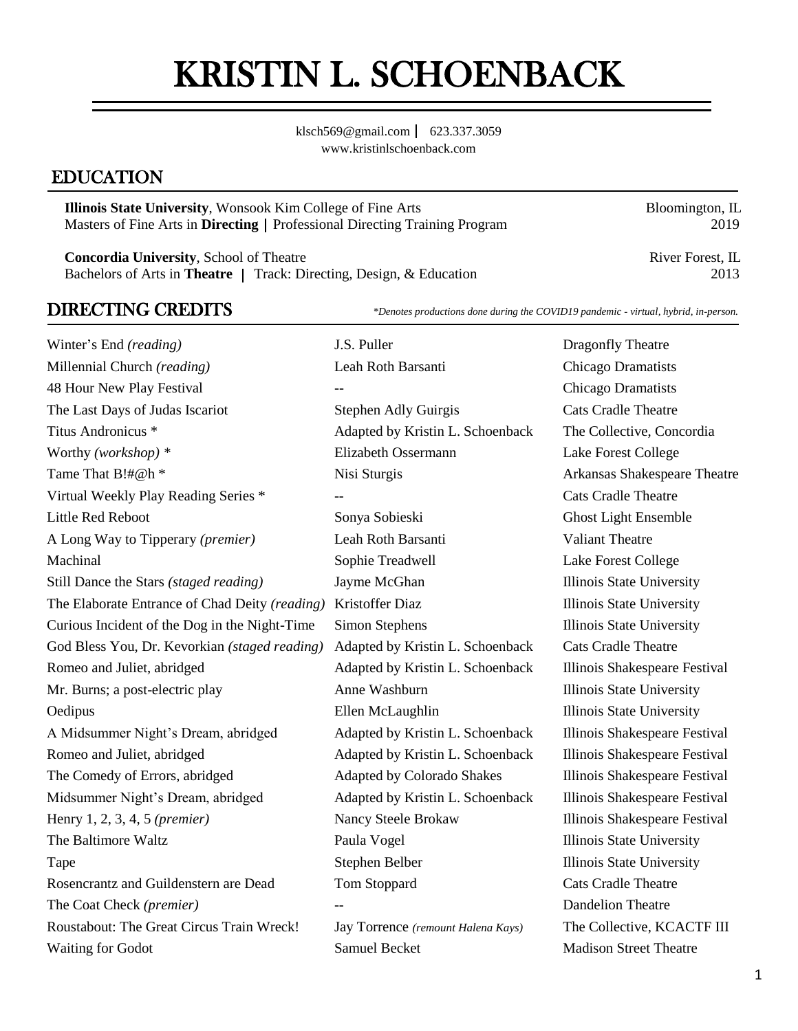# KRISTIN L. SCHOENBACK

klsch569@gmail.com | 623.337.3059
www.kristinlschoenback.com

## EDUCATION

**Illinois State University**, Wonsook Kim College of Fine Arts — Bloomington, IL
Masters of Fine Arts in **Directing** | Professional Directing Training Program — 2019

**Concordia University**, School of Theatre — River Forest, IL
Bachelors of Arts in **Theatre** | Track: Directing, Design, & Education — 2013

## DIRECTING CREDITS

*\*Denotes productions done during the COVID19 pandemic - virtual, hybrid, in-person.*

| Production | Playwright | Company |
|---|---|---|
| Winter's End *(reading)* | J.S. Puller | Dragonfly Theatre |
| Millennial Church *(reading)* | Leah Roth Barsanti | Chicago Dramatists |
| 48 Hour New Play Festival | -- | Chicago Dramatists |
| The Last Days of Judas Iscariot | Stephen Adly Guirgis | Cats Cradle Theatre |
| Titus Andronicus * | Adapted by Kristin L. Schoenback | The Collective, Concordia |
| Worthy *(workshop)* * | Elizabeth Ossermann | Lake Forest College |
| Tame That B!#@h * | Nisi Sturgis | Arkansas Shakespeare Theatre |
| Virtual Weekly Play Reading Series * | -- | Cats Cradle Theatre |
| Little Red Reboot | Sonya Sobieski | Ghost Light Ensemble |
| A Long Way to Tipperary *(premier)* | Leah Roth Barsanti | Valiant Theatre |
| Machinal | Sophie Treadwell | Lake Forest College |
| Still Dance the Stars *(staged reading)* | Jayme McGhan | Illinois State University |
| The Elaborate Entrance of Chad Deity *(reading)* | Kristoffer Diaz | Illinois State University |
| Curious Incident of the Dog in the Night-Time | Simon Stephens | Illinois State University |
| God Bless You, Dr. Kevorkian *(staged reading)* | Adapted by Kristin L. Schoenback | Cats Cradle Theatre |
| Romeo and Juliet, abridged | Adapted by Kristin L. Schoenback | Illinois Shakespeare Festival |
| Mr. Burns; a post-electric play | Anne Washburn | Illinois State University |
| Oedipus | Ellen McLaughlin | Illinois State University |
| A Midsummer Night's Dream, abridged | Adapted by Kristin L. Schoenback | Illinois Shakespeare Festival |
| Romeo and Juliet, abridged | Adapted by Kristin L. Schoenback | Illinois Shakespeare Festival |
| The Comedy of Errors, abridged | Adapted by Colorado Shakes | Illinois Shakespeare Festival |
| Midsummer Night's Dream, abridged | Adapted by Kristin L. Schoenback | Illinois Shakespeare Festival |
| Henry 1, 2, 3, 4, 5 *(premier)* | Nancy Steele Brokaw | Illinois Shakespeare Festival |
| The Baltimore Waltz | Paula Vogel | Illinois State University |
| Tape | Stephen Belber | Illinois State University |
| Rosencrantz and Guildenstern are Dead | Tom Stoppard | Cats Cradle Theatre |
| The Coat Check *(premier)* | -- | Dandelion Theatre |
| Roustabout: The Great Circus Train Wreck! | Jay Torrence *(remount Halena Kays)* | The Collective, KCACTF III |
| Waiting for Godot | Samuel Becket | Madison Street Theatre |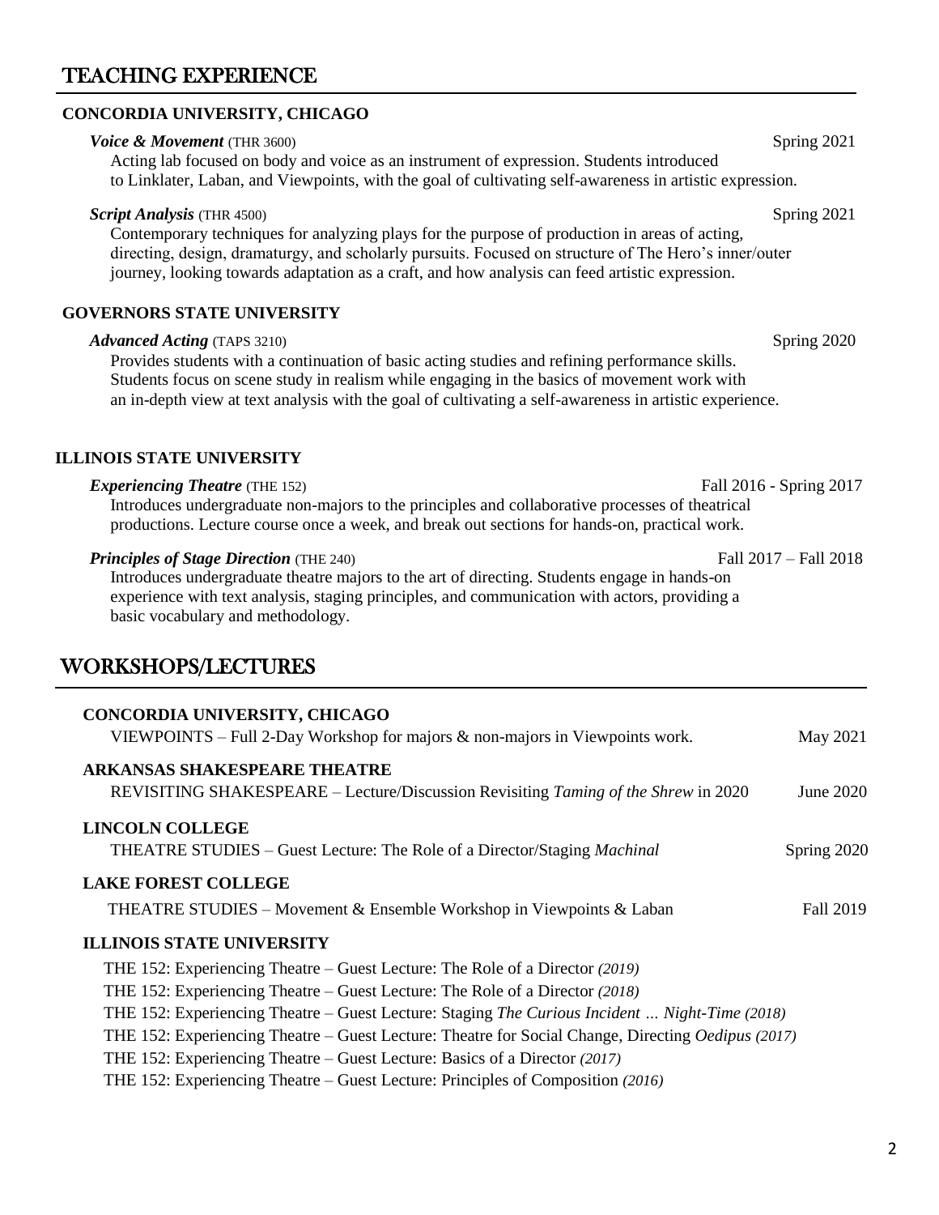## TEACHING EXPERIENCE

### CONCORDIA UNIVERSITY, CHICAGO

***Voice & Movement*** (THR 3600) — Spring 2021

Acting lab focused on body and voice as an instrument of expression. Students introduced to Linklater, Laban, and Viewpoints, with the goal of cultivating self-awareness in artistic expression.

***Script Analysis*** (THR 4500) — Spring 2021

Contemporary techniques for analyzing plays for the purpose of production in areas of acting, directing, design, dramaturgy, and scholarly pursuits. Focused on structure of The Hero's inner/outer journey, looking towards adaptation as a craft, and how analysis can feed artistic expression.

### GOVERNORS STATE UNIVERSITY

***Advanced Acting*** (TAPS 3210) — Spring 2020

Provides students with a continuation of basic acting studies and refining performance skills. Students focus on scene study in realism while engaging in the basics of movement work with an in-depth view at text analysis with the goal of cultivating a self-awareness in artistic experience.

### ILLINOIS STATE UNIVERSITY

***Experiencing Theatre*** (THE 152) — Fall 2016 - Spring 2017

Introduces undergraduate non-majors to the principles and collaborative processes of theatrical productions. Lecture course once a week, and break out sections for hands-on, practical work.

***Principles of Stage Direction*** (THE 240) — Fall 2017 – Fall 2018

Introduces undergraduate theatre majors to the art of directing. Students engage in hands-on experience with text analysis, staging principles, and communication with actors, providing a basic vocabulary and methodology.

## WORKSHOPS/LECTURES

**CONCORDIA UNIVERSITY, CHICAGO**
VIEWPOINTS – Full 2-Day Workshop for majors & non-majors in Viewpoints work. — May 2021

**ARKANSAS SHAKESPEARE THEATRE**
REVISITING SHAKESPEARE – Lecture/Discussion Revisiting *Taming of the Shrew* in 2020 — June 2020

**LINCOLN COLLEGE**
THEATRE STUDIES – Guest Lecture: The Role of a Director/Staging *Machinal* — Spring 2020

**LAKE FOREST COLLEGE**
THEATRE STUDIES – Movement & Ensemble Workshop in Viewpoints & Laban — Fall 2019

**ILLINOIS STATE UNIVERSITY**

THE 152: Experiencing Theatre – Guest Lecture: The Role of a Director *(2019)*
THE 152: Experiencing Theatre – Guest Lecture: The Role of a Director *(2018)*
THE 152: Experiencing Theatre – Guest Lecture: Staging *The Curious Incident … Night-Time (2018)*
THE 152: Experiencing Theatre – Guest Lecture: Theatre for Social Change, Directing *Oedipus (2017)*
THE 152: Experiencing Theatre – Guest Lecture: Basics of a Director *(2017)*
THE 152: Experiencing Theatre – Guest Lecture: Principles of Composition *(2016)*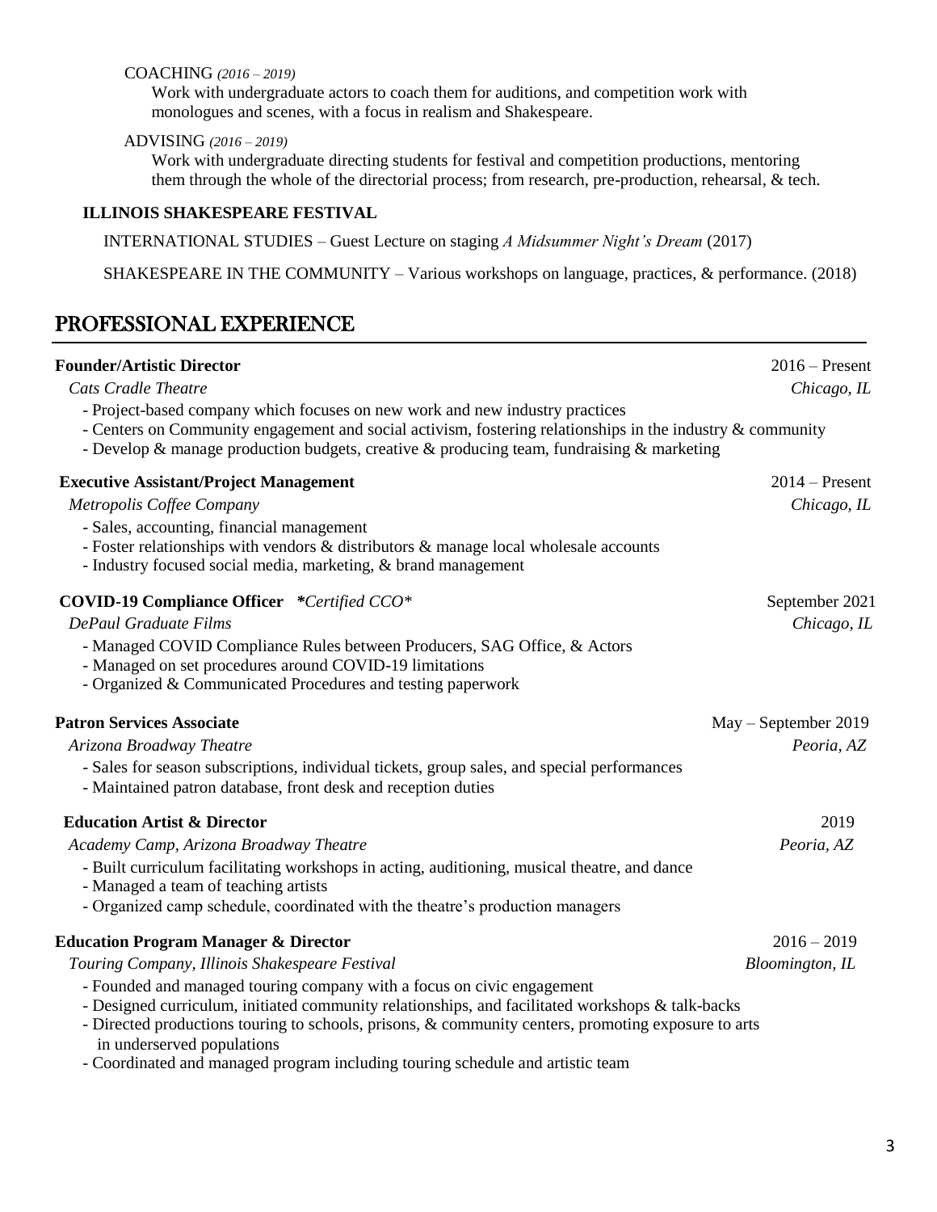COACHING *(2016 – 2019)*

Work with undergraduate actors to coach them for auditions, and competition work with monologues and scenes, with a focus in realism and Shakespeare.

ADVISING *(2016 – 2019)*

Work with undergraduate directing students for festival and competition productions, mentoring them through the whole of the directorial process; from research, pre-production, rehearsal, & tech.

**ILLINOIS SHAKESPEARE FESTIVAL**

INTERNATIONAL STUDIES – Guest Lecture on staging *A Midsummer Night's Dream* (2017)

SHAKESPEARE IN THE COMMUNITY – Various workshops on language, practices, & performance. (2018)

## PROFESSIONAL EXPERIENCE

**Founder/Artistic Director** — 2016 – Present
*Cats Cradle Theatre* — *Chicago, IL*

- Project-based company which focuses on new work and new industry practices
- Centers on Community engagement and social activism, fostering relationships in the industry & community
- Develop & manage production budgets, creative & producing team, fundraising & marketing

**Executive Assistant/Project Management** — 2014 – Present
*Metropolis Coffee Company* — *Chicago, IL*

- Sales, accounting, financial management
- Foster relationships with vendors & distributors & manage local wholesale accounts
- Industry focused social media, marketing, & brand management

**COVID-19 Compliance Officer** *\*Certified CCO\** — September 2021
*DePaul Graduate Films* — *Chicago, IL*

- Managed COVID Compliance Rules between Producers, SAG Office, & Actors
- Managed on set procedures around COVID-19 limitations
- Organized & Communicated Procedures and testing paperwork

**Patron Services Associate** — May – September 2019
*Arizona Broadway Theatre* — *Peoria, AZ*

- Sales for season subscriptions, individual tickets, group sales, and special performances
- Maintained patron database, front desk and reception duties

**Education Artist & Director** — 2019
*Academy Camp, Arizona Broadway Theatre* — *Peoria, AZ*

- Built curriculum facilitating workshops in acting, auditioning, musical theatre, and dance
- Managed a team of teaching artists
- Organized camp schedule, coordinated with the theatre's production managers

**Education Program Manager & Director** — 2016 – 2019
*Touring Company, Illinois Shakespeare Festival* — *Bloomington, IL*

- Founded and managed touring company with a focus on civic engagement
- Designed curriculum, initiated community relationships, and facilitated workshops & talk-backs
- Directed productions touring to schools, prisons, & community centers, promoting exposure to arts in underserved populations
- Coordinated and managed program including touring schedule and artistic team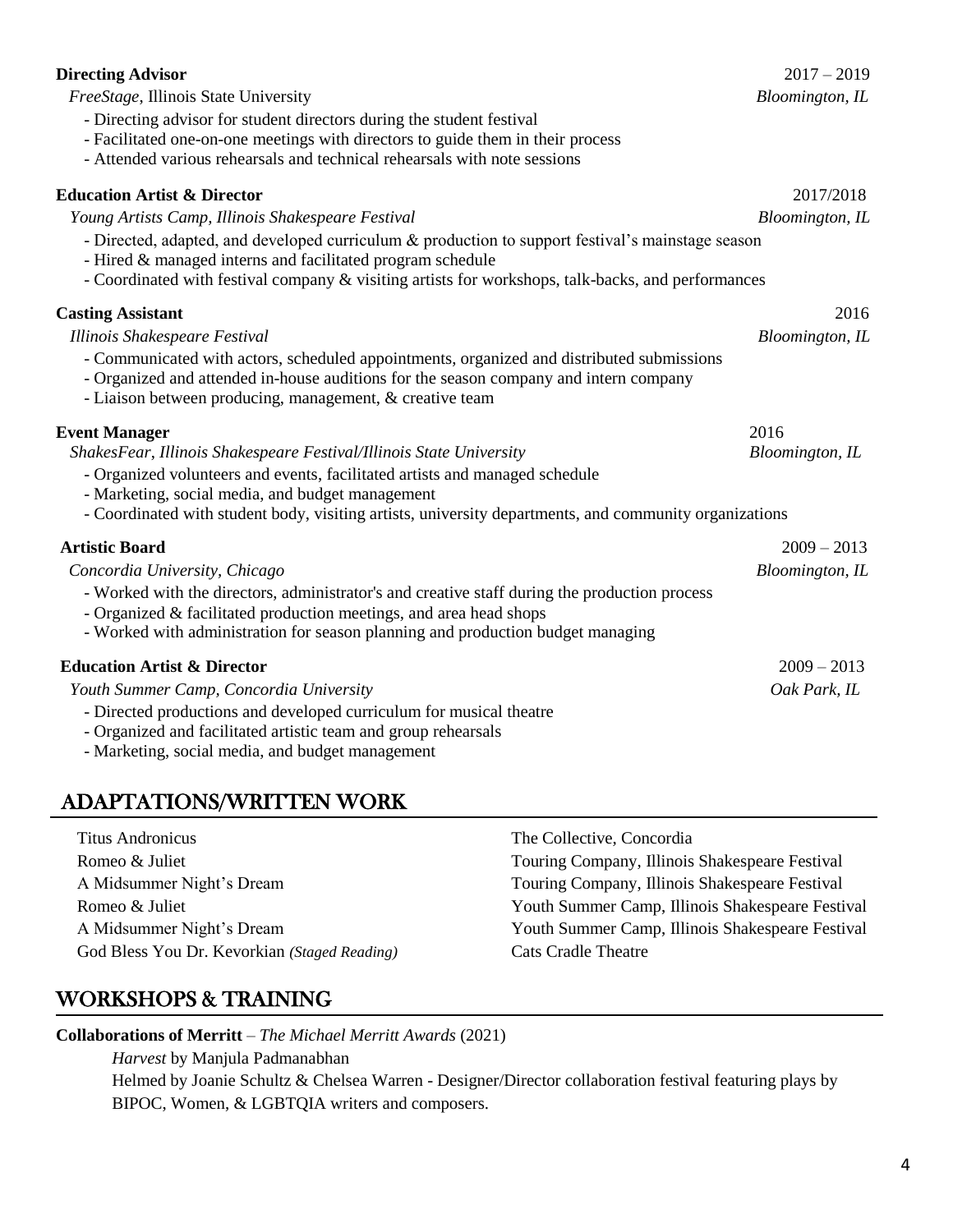**Directing Advisor** 2017 – 2019
*FreeStage*, Illinois State University *Bloomington, IL*

- Directing advisor for student directors during the student festival
- Facilitated one-on-one meetings with directors to guide them in their process
- Attended various rehearsals and technical rehearsals with note sessions

**Education Artist & Director** 2017/2018
*Young Artists Camp, Illinois Shakespeare Festival* *Bloomington, IL*

- Directed, adapted, and developed curriculum & production to support festival's mainstage season
- Hired & managed interns and facilitated program schedule
- Coordinated with festival company & visiting artists for workshops, talk-backs, and performances

**Casting Assistant** 2016
*Illinois Shakespeare Festival* *Bloomington, IL*

- Communicated with actors, scheduled appointments, organized and distributed submissions
- Organized and attended in-house auditions for the season company and intern company
- Liaison between producing, management, & creative team

**Event Manager** 2016
*ShakesFear, Illinois Shakespeare Festival/Illinois State University* *Bloomington, IL*

- Organized volunteers and events, facilitated artists and managed schedule
- Marketing, social media, and budget management
- Coordinated with student body, visiting artists, university departments, and community organizations

**Artistic Board** 2009 – 2013
*Concordia University, Chicago* *Bloomington, IL*

- Worked with the directors, administrator's and creative staff during the production process
- Organized & facilitated production meetings, and area head shops
- Worked with administration for season planning and production budget managing

**Education Artist & Director** 2009 – 2013
*Youth Summer Camp, Concordia University* *Oak Park, IL*

- Directed productions and developed curriculum for musical theatre
- Organized and facilitated artistic team and group rehearsals
- Marketing, social media, and budget management

## ADAPTATIONS/WRITTEN WORK

| | |
|---|---|
| Titus Andronicus | The Collective, Concordia |
| Romeo & Juliet | Touring Company, Illinois Shakespeare Festival |
| A Midsummer Night's Dream | Touring Company, Illinois Shakespeare Festival |
| Romeo & Juliet | Youth Summer Camp, Illinois Shakespeare Festival |
| A Midsummer Night's Dream | Youth Summer Camp, Illinois Shakespeare Festival |
| God Bless You Dr. Kevorkian *(Staged Reading)* | Cats Cradle Theatre |

## WORKSHOPS & TRAINING

**Collaborations of Merritt** – *The Michael Merritt Awards* (2021)

*Harvest* by Manjula Padmanabhan
Helmed by Joanie Schultz & Chelsea Warren - Designer/Director collaboration festival featuring plays by BIPOC, Women, & LGBTQIA writers and composers.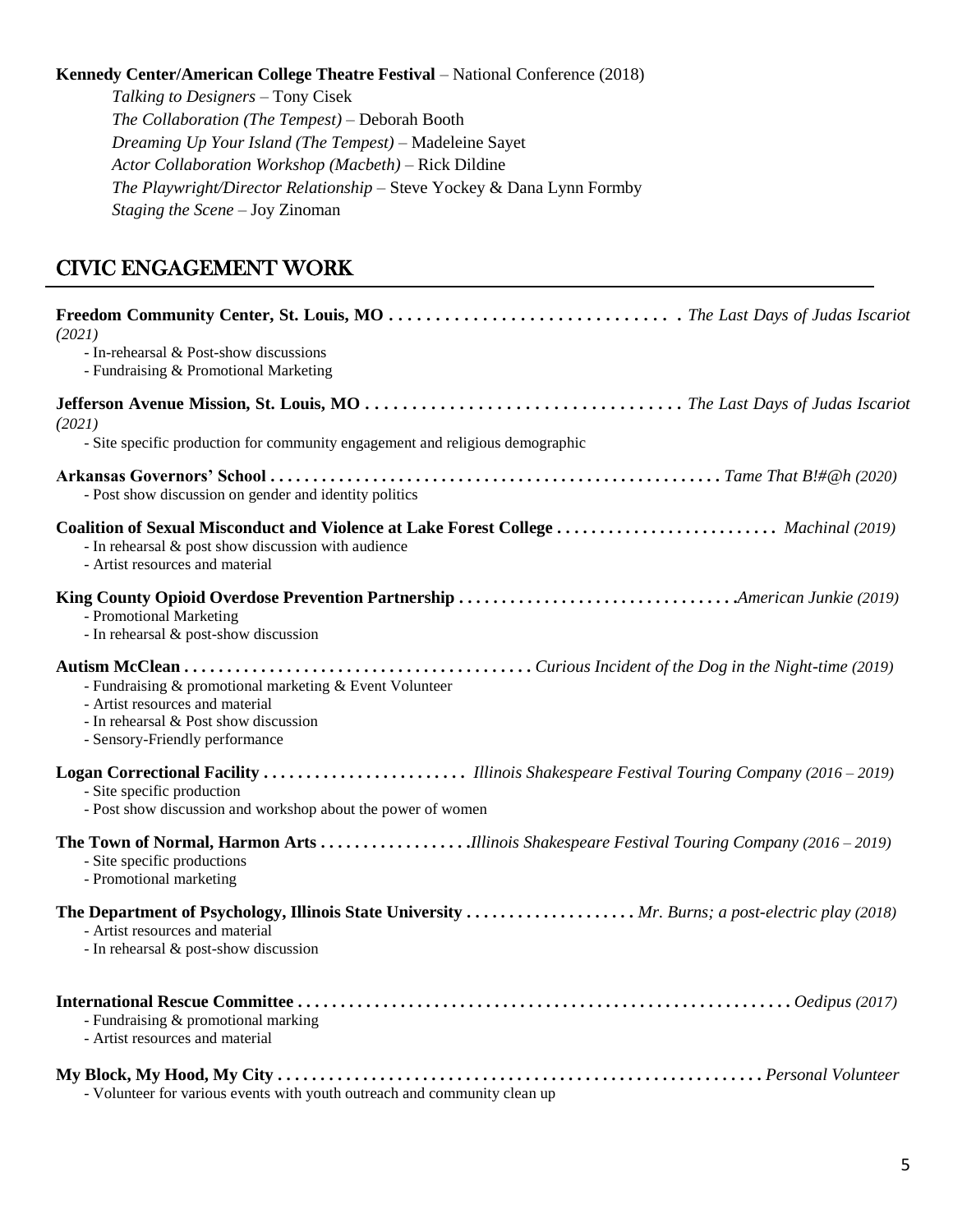**Kennedy Center/American College Theatre Festival** – National Conference (2018)

*Talking to Designers* – Tony Cisek
*The Collaboration (The Tempest)* – Deborah Booth
*Dreaming Up Your Island (The Tempest)* – Madeleine Sayet
*Actor Collaboration Workshop (Macbeth)* – Rick Dildine
*The Playwright/Director Relationship* – Steve Yockey & Dana Lynn Formby
*Staging the Scene* – Joy Zinoman

## CIVIC ENGAGEMENT WORK

**Freedom Community Center, St. Louis, MO . . . . . . . . . . . . . . . . . . . . . . . . . . . . . . .** *The Last Days of Judas Iscariot (2021)*

- In-rehearsal & Post-show discussions
- Fundraising & Promotional Marketing

**Jefferson Avenue Mission, St. Louis, MO . . . . . . . . . . . . . . . . . . . . . . . . . . . . . . . . . .** *The Last Days of Judas Iscariot (2021)*

- Site specific production for community engagement and religious demographic

**Arkansas Governors' School . . . . . . . . . . . . . . . . . . . . . . . . . . . . . . . . . . . . . . . . . . . . . . . . . . . .** *Tame That B!#@h (2020)*

- Post show discussion on gender and identity politics

**Coalition of Sexual Misconduct and Violence at Lake Forest College . . . . . . . . . . . . . . . . . . . . . . . . .** *Machinal (2019)*

- In rehearsal & post show discussion with audience
- Artist resources and material

**King County Opioid Overdose Prevention Partnership . . . . . . . . . . . . . . . . . . . . . . . . . . . . . . .** *American Junkie (2019)*

- Promotional Marketing
- In rehearsal & post-show discussion

**Autism McClean . . . . . . . . . . . . . . . . . . . . . . . . . . . . . . . . . . . . . . . .** *Curious Incident of the Dog in the Night-time (2019)*

- Fundraising & promotional marketing & Event Volunteer
- Artist resources and material
- In rehearsal & Post show discussion
- Sensory-Friendly performance

**Logan Correctional Facility . . . . . . . . . . . . . . . . . . . . . . . .** *Illinois Shakespeare Festival Touring Company (2016 – 2019)*

- Site specific production
- Post show discussion and workshop about the power of women

**The Town of Normal, Harmon Arts . . . . . . . . . . . . . . . . . .** *Illinois Shakespeare Festival Touring Company (2016 – 2019)*

- Site specific productions
- Promotional marketing

**The Department of Psychology, Illinois State University . . . . . . . . . . . . . . . . . . . .** *Mr. Burns; a post-electric play (2018)*

- Artist resources and material
- In rehearsal & post-show discussion

**International Rescue Committee . . . . . . . . . . . . . . . . . . . . . . . . . . . . . . . . . . . . . . . . . . . . . . . . . . . . . . . . .** *Oedipus (2017)*

- Fundraising & promotional marking
- Artist resources and material

**My Block, My Hood, My City . . . . . . . . . . . . . . . . . . . . . . . . . . . . . . . . . . . . . . . . . . . . . . . . . . . . . . . .** *Personal Volunteer*

- Volunteer for various events with youth outreach and community clean up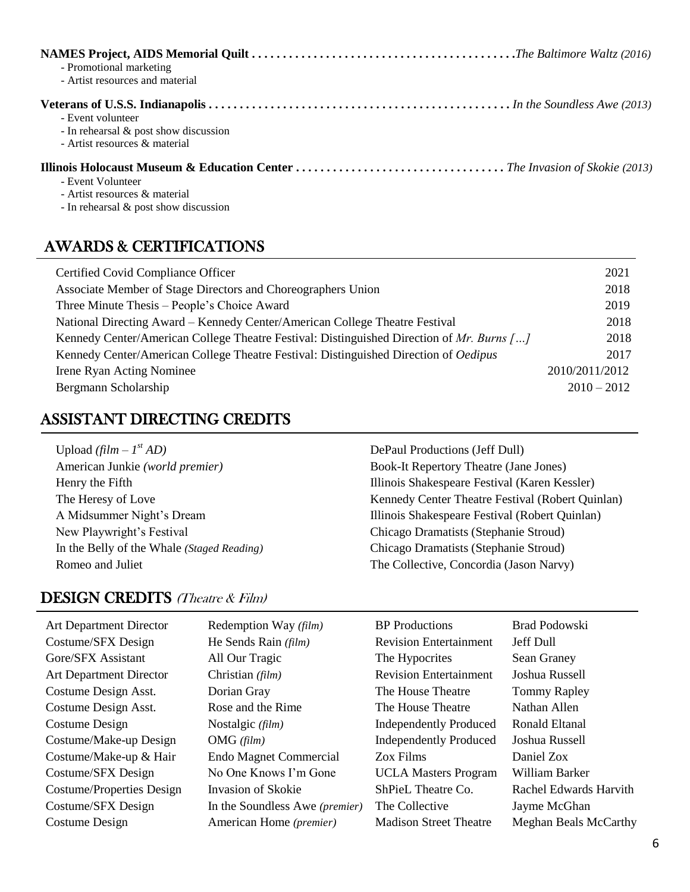**NAMES Project, AIDS Memorial Quilt** . . . . . . . . . . . . . . . . . . . . . . . . . . . . . . . . . . . . . . . . . . *The Baltimore Waltz (2016)*

- Promotional marketing
- Artist resources and material

**Veterans of U.S.S. Indianapolis** . . . . . . . . . . . . . . . . . . . . . . . . . . . . . . . . . . . . . . . . . . . . . . . . *In the Soundless Awe (2013)*

- Event volunteer
- In rehearsal & post show discussion
- Artist resources & material

**Illinois Holocaust Museum & Education Center** . . . . . . . . . . . . . . . . . . . . . . . . . . . . . . . . . *The Invasion of Skokie (2013)*

- Event Volunteer
- Artist resources & material
- In rehearsal & post show discussion

## AWARDS & CERTIFICATIONS

| | |
|---|---|
| Certified Covid Compliance Officer | 2021 |
| Associate Member of Stage Directors and Choreographers Union | 2018 |
| Three Minute Thesis – People's Choice Award | 2019 |
| National Directing Award – Kennedy Center/American College Theatre Festival | 2018 |
| Kennedy Center/American College Theatre Festival: Distinguished Direction of *Mr. Burns […]* | 2018 |
| Kennedy Center/American College Theatre Festival: Distinguished Direction of *Oedipus* | 2017 |
| Irene Ryan Acting Nominee | 2010/2011/2012 |
| Bergmann Scholarship | 2010 – 2012 |

## ASSISTANT DIRECTING CREDITS

| | |
|---|---|
| Upload *(film – 1st AD)* | DePaul Productions (Jeff Dull) |
| American Junkie *(world premier)* | Book-It Repertory Theatre (Jane Jones) |
| Henry the Fifth | Illinois Shakespeare Festival (Karen Kessler) |
| The Heresy of Love | Kennedy Center Theatre Festival (Robert Quinlan) |
| A Midsummer Night's Dream | Illinois Shakespeare Festival (Robert Quinlan) |
| New Playwright's Festival | Chicago Dramatists (Stephanie Stroud) |
| In the Belly of the Whale *(Staged Reading)* | Chicago Dramatists (Stephanie Stroud) |
| Romeo and Juliet | The Collective, Concordia (Jason Narvy) |

## DESIGN CREDITS *(Theatre & Film)*

| | | | |
|---|---|---|---|
| Art Department Director | Redemption Way *(film)* | BP Productions | Brad Podowski |
| Costume/SFX Design | He Sends Rain *(film)* | Revision Entertainment | Jeff Dull |
| Gore/SFX Assistant | All Our Tragic | The Hypocrites | Sean Graney |
| Art Department Director | Christian *(film)* | Revision Entertainment | Joshua Russell |
| Costume Design Asst. | Dorian Gray | The House Theatre | Tommy Rapley |
| Costume Design Asst. | Rose and the Rime | The House Theatre | Nathan Allen |
| Costume Design | Nostalgic *(film)* | Independently Produced | Ronald Eltanal |
| Costume/Make-up Design | OMG *(film)* | Independently Produced | Joshua Russell |
| Costume/Make-up & Hair | Endo Magnet Commercial | Zox Films | Daniel Zox |
| Costume/SFX Design | No One Knows I'm Gone | UCLA Masters Program | William Barker |
| Costume/Properties Design | Invasion of Skokie | ShPieL Theatre Co. | Rachel Edwards Harvith |
| Costume/SFX Design | In the Soundless Awe *(premier)* | The Collective | Jayme McGhan |
| Costume Design | American Home *(premier)* | Madison Street Theatre | Meghan Beals McCarthy |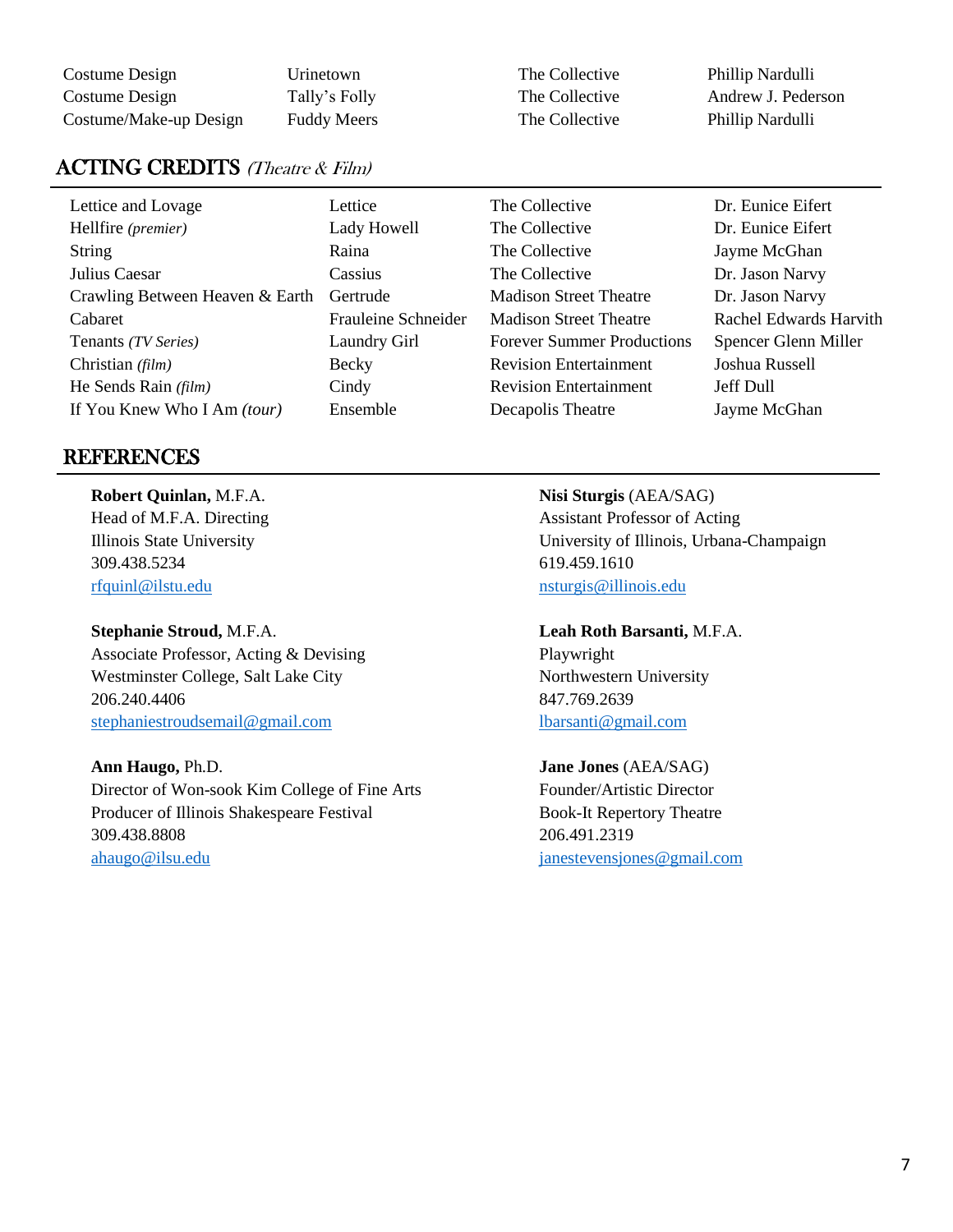| | | | |
|---|---|---|---|
| Costume Design | Urinetown | The Collective | Phillip Nardulli |
| Costume Design | Tally's Folly | The Collective | Andrew J. Pederson |
| Costume/Make-up Design | Fuddy Meers | The Collective | Phillip Nardulli |

## ACTING CREDITS *(Theatre & Film)*

| | | | |
|---|---|---|---|
| Lettice and Lovage | Lettice | The Collective | Dr. Eunice Eifert |
| Hellfire *(premier)* | Lady Howell | The Collective | Dr. Eunice Eifert |
| String | Raina | The Collective | Jayme McGhan |
| Julius Caesar | Cassius | The Collective | Dr. Jason Narvy |
| Crawling Between Heaven & Earth | Gertrude | Madison Street Theatre | Dr. Jason Narvy |
| Cabaret | Frauleine Schneider | Madison Street Theatre | Rachel Edwards Harvith |
| Tenants *(TV Series)* | Laundry Girl | Forever Summer Productions | Spencer Glenn Miller |
| Christian *(film)* | Becky | Revision Entertainment | Joshua Russell |
| He Sends Rain *(film)* | Cindy | Revision Entertainment | Jeff Dull |
| If You Knew Who I Am *(tour)* | Ensemble | Decapolis Theatre | Jayme McGhan |

## REFERENCES

**Robert Quinlan,** M.F.A.
Head of M.F.A. Directing
Illinois State University
309.438.5234
rfquinl@ilstu.edu

**Stephanie Stroud,** M.F.A.
Associate Professor, Acting & Devising
Westminster College, Salt Lake City
206.240.4406
stephaniestroudsemail@gmail.com

**Ann Haugo,** Ph.D.
Director of Won-sook Kim College of Fine Arts
Producer of Illinois Shakespeare Festival
309.438.8808
ahaugo@ilsu.edu

**Nisi Sturgis** (AEA/SAG)
Assistant Professor of Acting
University of Illinois, Urbana-Champaign
619.459.1610
nsturgis@illinois.edu

**Leah Roth Barsanti,** M.F.A.
Playwright
Northwestern University
847.769.2639
lbarsanti@gmail.com

**Jane Jones** (AEA/SAG)
Founder/Artistic Director
Book-It Repertory Theatre
206.491.2319
janestevensjones@gmail.com